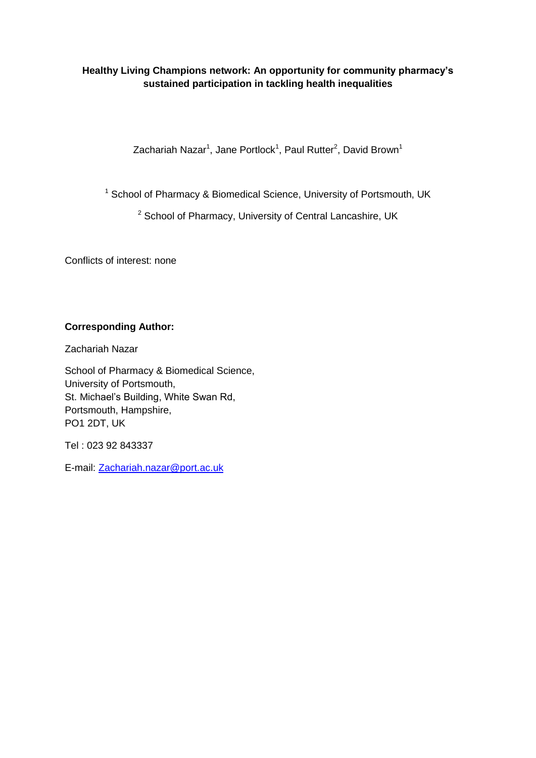**Healthy Living Champions network: An opportunity for community pharmacy's sustained participation in tackling health inequalities**

Zachariah Nazar[1], Jane Portlock[1], Paul Rutter[2], David Brown[1]

[1] School of Pharmacy & Biomedical Science, University of Portsmouth, UK

[2] School of Pharmacy, University of Central Lancashire, UK

Conflicts of interest: none

**Corresponding Author:**

Zachariah Nazar

School of Pharmacy & Biomedical Science,
University of Portsmouth,
St. Michael's Building, White Swan Rd,
Portsmouth, Hampshire,
PO1 2DT, UK

Tel : 023 92 843337

E-mail: Zachariah.nazar@port.ac.uk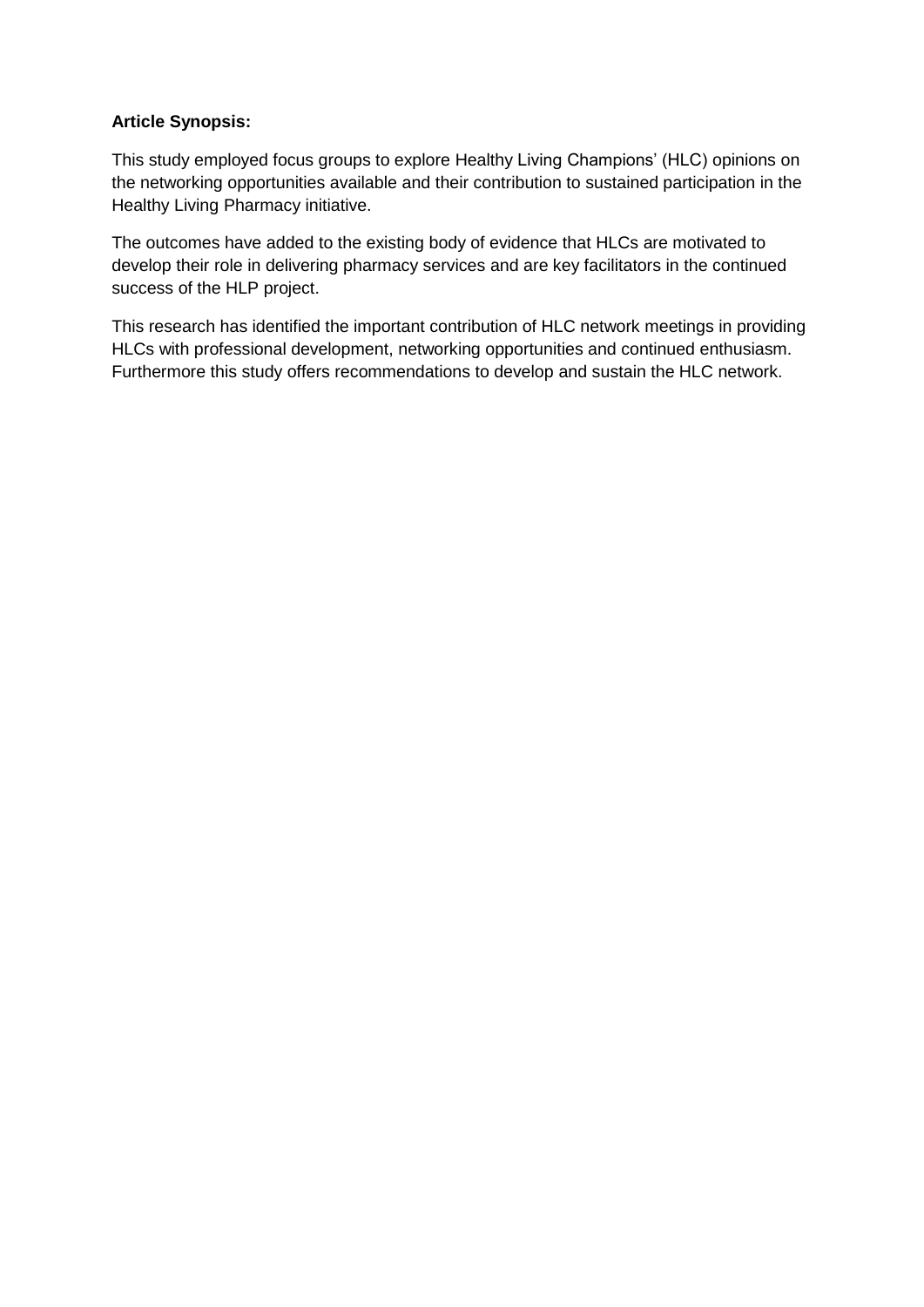**Article Synopsis:**

This study employed focus groups to explore Healthy Living Champions' (HLC) opinions on the networking opportunities available and their contribution to sustained participation in the Healthy Living Pharmacy initiative.

The outcomes have added to the existing body of evidence that HLCs are motivated to develop their role in delivering pharmacy services and are key facilitators in the continued success of the HLP project.

This research has identified the important contribution of HLC network meetings in providing HLCs with professional development, networking opportunities and continued enthusiasm. Furthermore this study offers recommendations to develop and sustain the HLC network.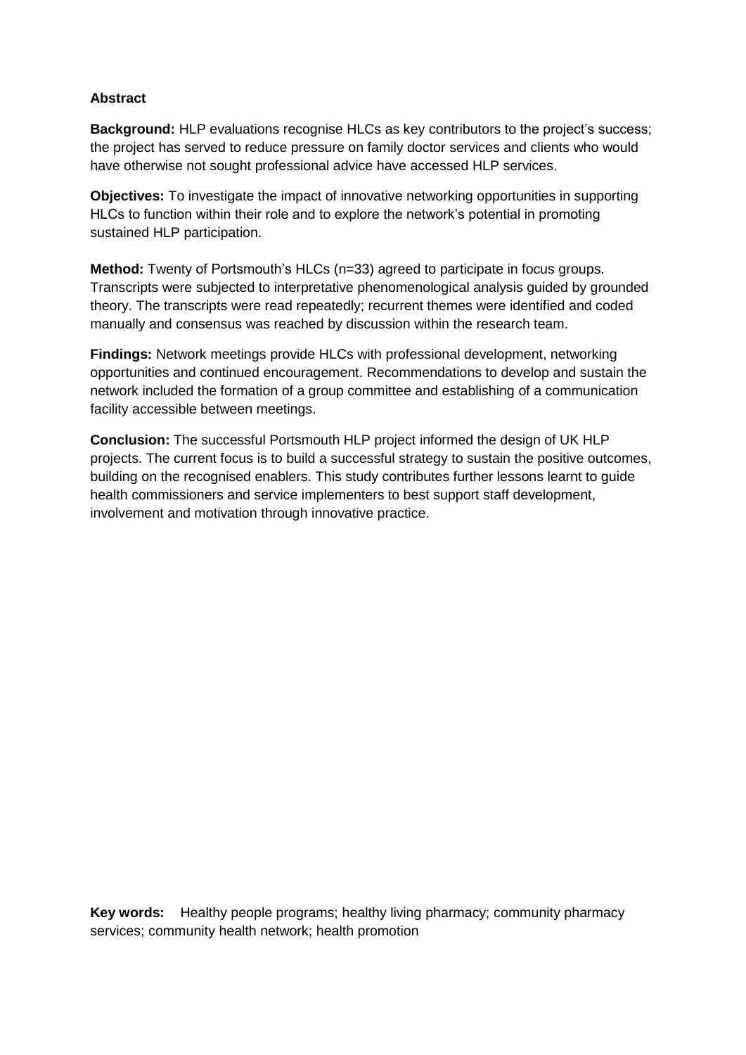**Abstract**

**Background:** HLP evaluations recognise HLCs as key contributors to the project's success; the project has served to reduce pressure on family doctor services and clients who would have otherwise not sought professional advice have accessed HLP services.

**Objectives:** To investigate the impact of innovative networking opportunities in supporting HLCs to function within their role and to explore the network's potential in promoting sustained HLP participation.

**Method:** Twenty of Portsmouth's HLCs (n=33) agreed to participate in focus groups. Transcripts were subjected to interpretative phenomenological analysis guided by grounded theory. The transcripts were read repeatedly; recurrent themes were identified and coded manually and consensus was reached by discussion within the research team.

**Findings:** Network meetings provide HLCs with professional development, networking opportunities and continued encouragement. Recommendations to develop and sustain the network included the formation of a group committee and establishing of a communication facility accessible between meetings.

**Conclusion:** The successful Portsmouth HLP project informed the design of UK HLP projects. The current focus is to build a successful strategy to sustain the positive outcomes, building on the recognised enablers. This study contributes further lessons learnt to guide health commissioners and service implementers to best support staff development, involvement and motivation through innovative practice.

**Key words:** Healthy people programs; healthy living pharmacy; community pharmacy services; community health network; health promotion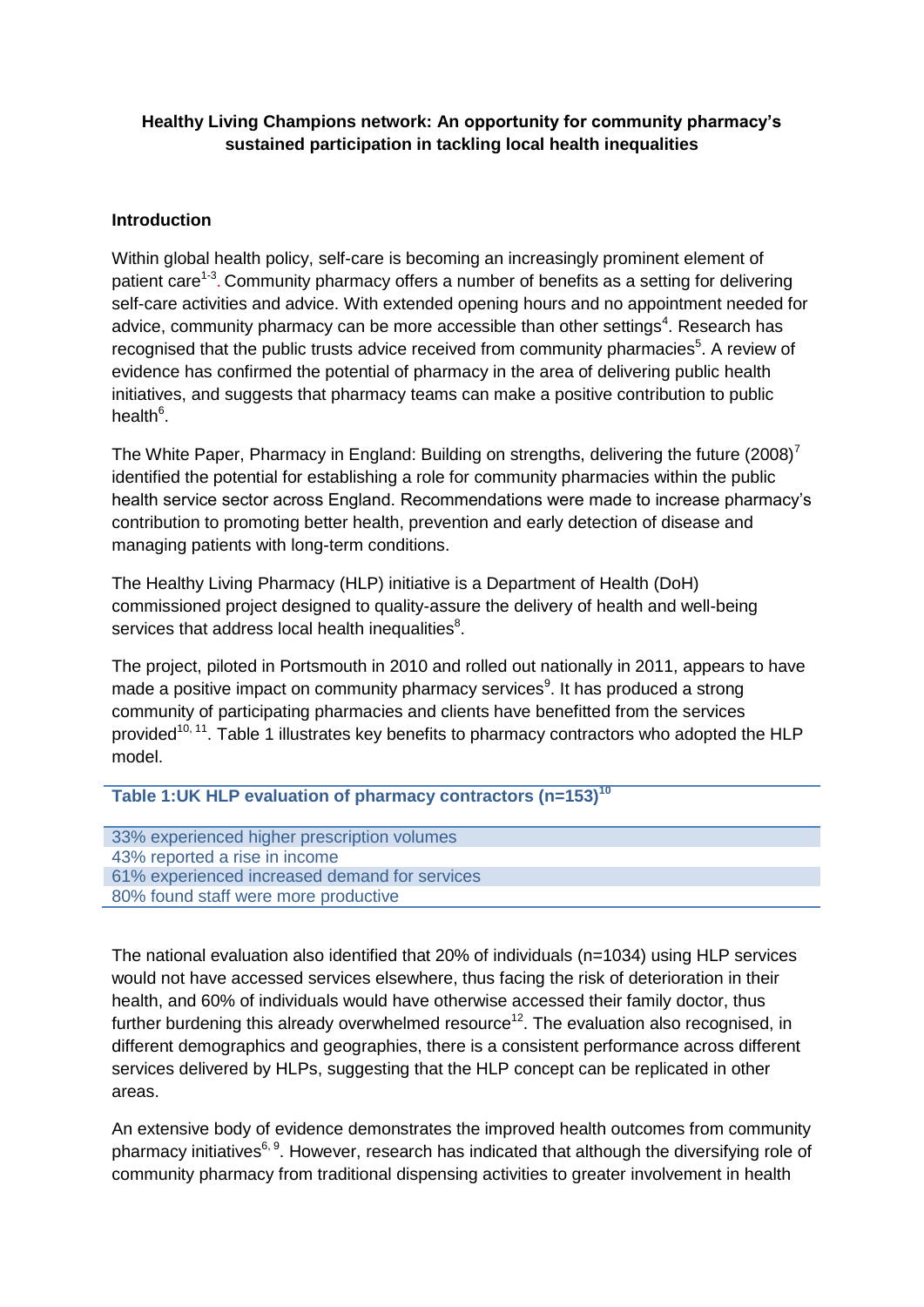**Healthy Living Champions network: An opportunity for community pharmacy's sustained participation in tackling local health inequalities**

**Introduction**

Within global health policy, self-care is becoming an increasingly prominent element of patient care[1-3]. Community pharmacy offers a number of benefits as a setting for delivering self-care activities and advice. With extended opening hours and no appointment needed for advice, community pharmacy can be more accessible than other settings[4]. Research has recognised that the public trusts advice received from community pharmacies[5]. A review of evidence has confirmed the potential of pharmacy in the area of delivering public health initiatives, and suggests that pharmacy teams can make a positive contribution to public health[6].

The White Paper, Pharmacy in England: Building on strengths, delivering the future (2008)[7] identified the potential for establishing a role for community pharmacies within the public health service sector across England. Recommendations were made to increase pharmacy's contribution to promoting better health, prevention and early detection of disease and managing patients with long-term conditions.

The Healthy Living Pharmacy (HLP) initiative is a Department of Health (DoH) commissioned project designed to quality-assure the delivery of health and well-being services that address local health inequalities[8].

The project, piloted in Portsmouth in 2010 and rolled out nationally in 2011, appears to have made a positive impact on community pharmacy services[9]. It has produced a strong community of participating pharmacies and clients have benefitted from the services provided[10, 11]. Table 1 illustrates key benefits to pharmacy contractors who adopted the HLP model.

| Table 1:UK HLP evaluation of pharmacy contractors (n=153)[10] |
|---|
| 33% experienced higher prescription volumes |
| 43% reported a rise in income |
| 61% experienced increased demand for services |
| 80% found staff were more productive |

The national evaluation also identified that 20% of individuals (n=1034) using HLP services would not have accessed services elsewhere, thus facing the risk of deterioration in their health, and 60% of individuals would have otherwise accessed their family doctor, thus further burdening this already overwhelmed resource[12]. The evaluation also recognised, in different demographics and geographies, there is a consistent performance across different services delivered by HLPs, suggesting that the HLP concept can be replicated in other areas.

An extensive body of evidence demonstrates the improved health outcomes from community pharmacy initiatives[6, 9]. However, research has indicated that although the diversifying role of community pharmacy from traditional dispensing activities to greater involvement in health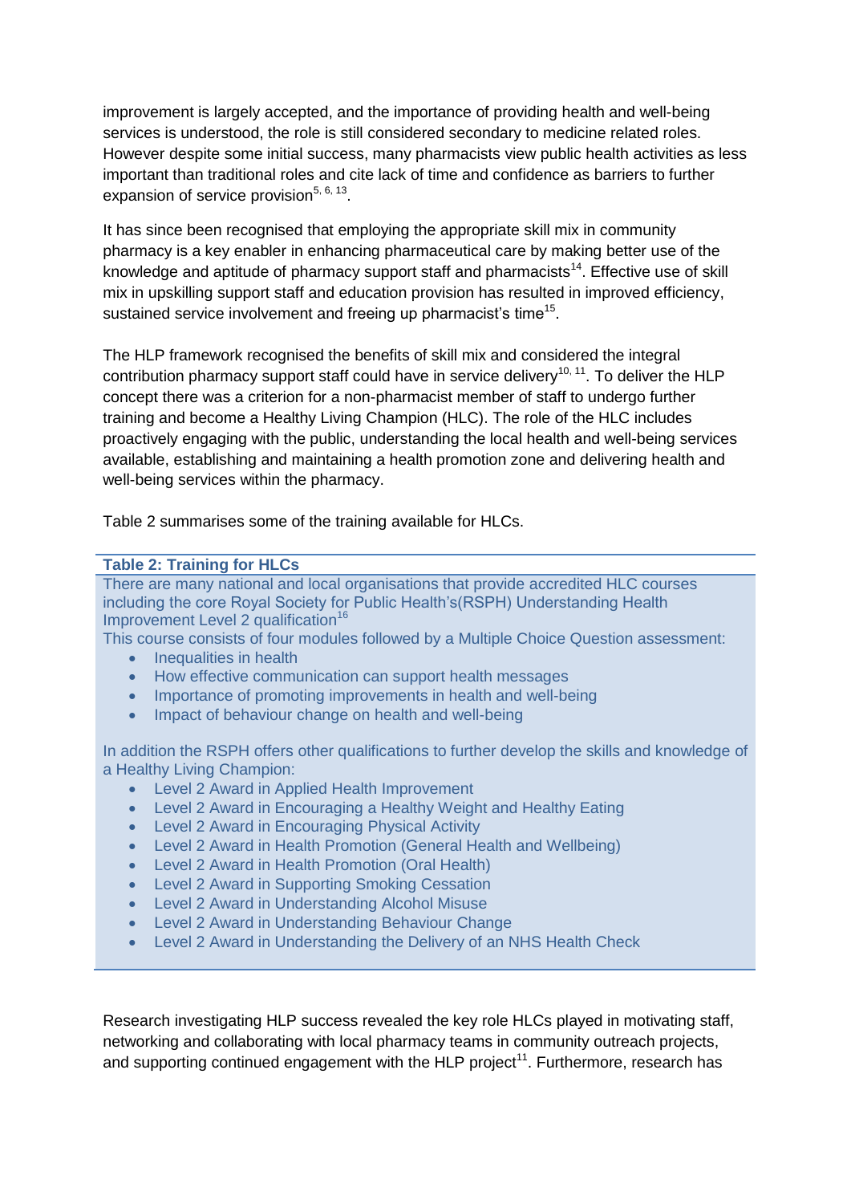improvement is largely accepted, and the importance of providing health and well-being services is understood, the role is still considered secondary to medicine related roles. However despite some initial success, many pharmacists view public health activities as less important than traditional roles and cite lack of time and confidence as barriers to further expansion of service provision[5, 6, 13].

It has since been recognised that employing the appropriate skill mix in community pharmacy is a key enabler in enhancing pharmaceutical care by making better use of the knowledge and aptitude of pharmacy support staff and pharmacists[14]. Effective use of skill mix in upskilling support staff and education provision has resulted in improved efficiency, sustained service involvement and freeing up pharmacist's time[15].

The HLP framework recognised the benefits of skill mix and considered the integral contribution pharmacy support staff could have in service delivery[10, 11]. To deliver the HLP concept there was a criterion for a non-pharmacist member of staff to undergo further training and become a Healthy Living Champion (HLC). The role of the HLC includes proactively engaging with the public, understanding the local health and well-being services available, establishing and maintaining a health promotion zone and delivering health and well-being services within the pharmacy.

Table 2 summarises some of the training available for HLCs.

**Table 2: Training for HLCs**

There are many national and local organisations that provide accredited HLC courses including the core Royal Society for Public Health's(RSPH) Understanding Health Improvement Level 2 qualification[16]

This course consists of four modules followed by a Multiple Choice Question assessment:

- Inequalities in health
- How effective communication can support health messages
- Importance of promoting improvements in health and well-being
- Impact of behaviour change on health and well-being

In addition the RSPH offers other qualifications to further develop the skills and knowledge of a Healthy Living Champion:

- Level 2 Award in Applied Health Improvement
- Level 2 Award in Encouraging a Healthy Weight and Healthy Eating
- Level 2 Award in Encouraging Physical Activity
- Level 2 Award in Health Promotion (General Health and Wellbeing)
- Level 2 Award in Health Promotion (Oral Health)
- Level 2 Award in Supporting Smoking Cessation
- Level 2 Award in Understanding Alcohol Misuse
- Level 2 Award in Understanding Behaviour Change
- Level 2 Award in Understanding the Delivery of an NHS Health Check

Research investigating HLP success revealed the key role HLCs played in motivating staff, networking and collaborating with local pharmacy teams in community outreach projects, and supporting continued engagement with the HLP project[11]. Furthermore, research has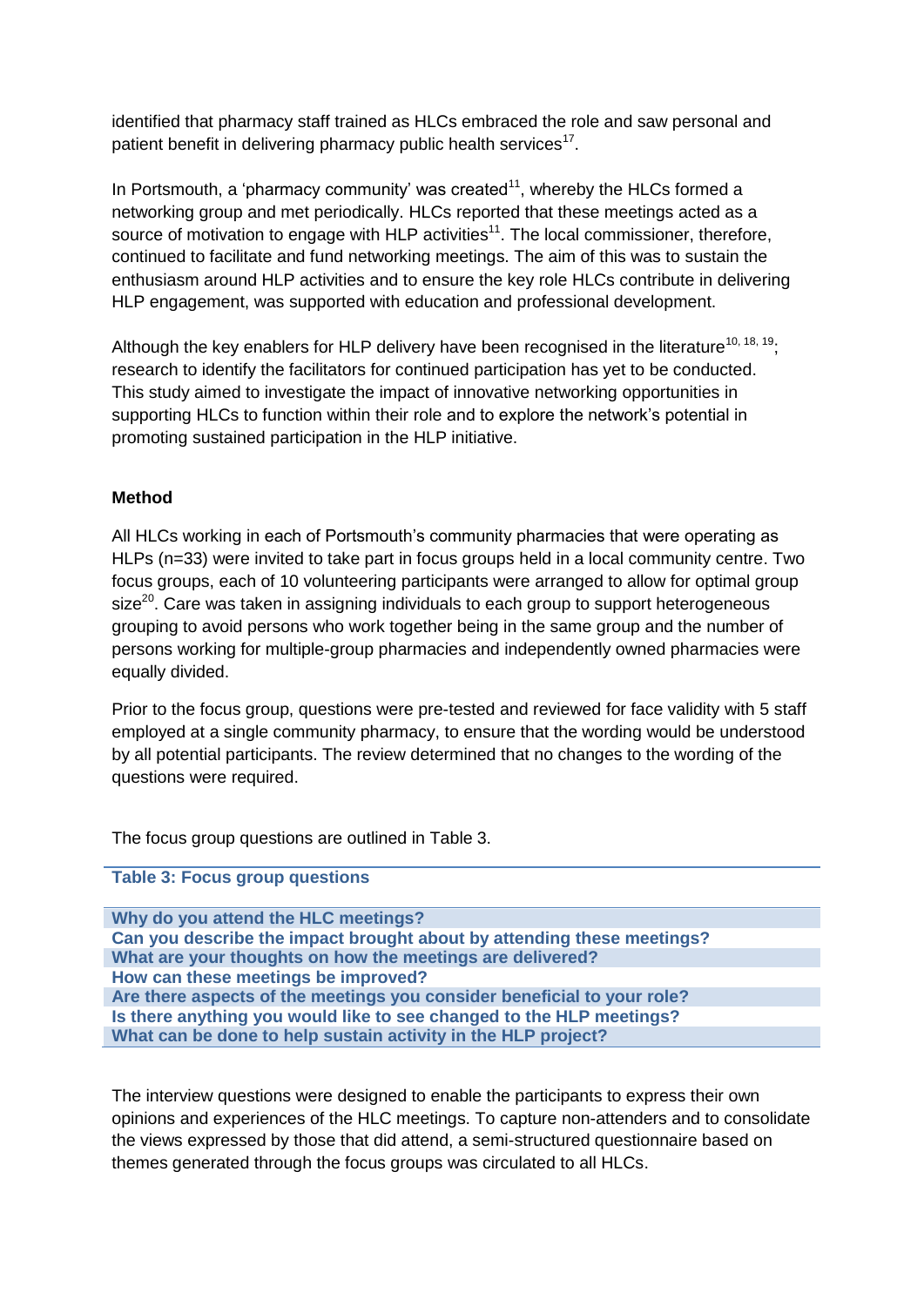identified that pharmacy staff trained as HLCs embraced the role and saw personal and patient benefit in delivering pharmacy public health services[17].

In Portsmouth, a 'pharmacy community' was created[11], whereby the HLCs formed a networking group and met periodically. HLCs reported that these meetings acted as a source of motivation to engage with HLP activities[11]. The local commissioner, therefore, continued to facilitate and fund networking meetings. The aim of this was to sustain the enthusiasm around HLP activities and to ensure the key role HLCs contribute in delivering HLP engagement, was supported with education and professional development.

Although the key enablers for HLP delivery have been recognised in the literature[10, 18, 19]; research to identify the facilitators for continued participation has yet to be conducted. This study aimed to investigate the impact of innovative networking opportunities in supporting HLCs to function within their role and to explore the network's potential in promoting sustained participation in the HLP initiative.

**Method**

All HLCs working in each of Portsmouth's community pharmacies that were operating as HLPs (n=33) were invited to take part in focus groups held in a local community centre. Two focus groups, each of 10 volunteering participants were arranged to allow for optimal group size[20]. Care was taken in assigning individuals to each group to support heterogeneous grouping to avoid persons who work together being in the same group and the number of persons working for multiple-group pharmacies and independently owned pharmacies were equally divided.

Prior to the focus group, questions were pre-tested and reviewed for face validity with 5 staff employed at a single community pharmacy, to ensure that the wording would be understood by all potential participants. The review determined that no changes to the wording of the questions were required.

The focus group questions are outlined in Table 3.

**Table 3: Focus group questions**

| Table 3: Focus group questions |
|---|
| Why do you attend the HLC meetings? |
| Can you describe the impact brought about by attending these meetings? |
| What are your thoughts on how the meetings are delivered? |
| How can these meetings be improved? |
| Are there aspects of the meetings you consider beneficial to your role? |
| Is there anything you would like to see changed to the HLP meetings? |
| What can be done to help sustain activity in the HLP project? |

The interview questions were designed to enable the participants to express their own opinions and experiences of the HLC meetings. To capture non-attenders and to consolidate the views expressed by those that did attend, a semi-structured questionnaire based on themes generated through the focus groups was circulated to all HLCs.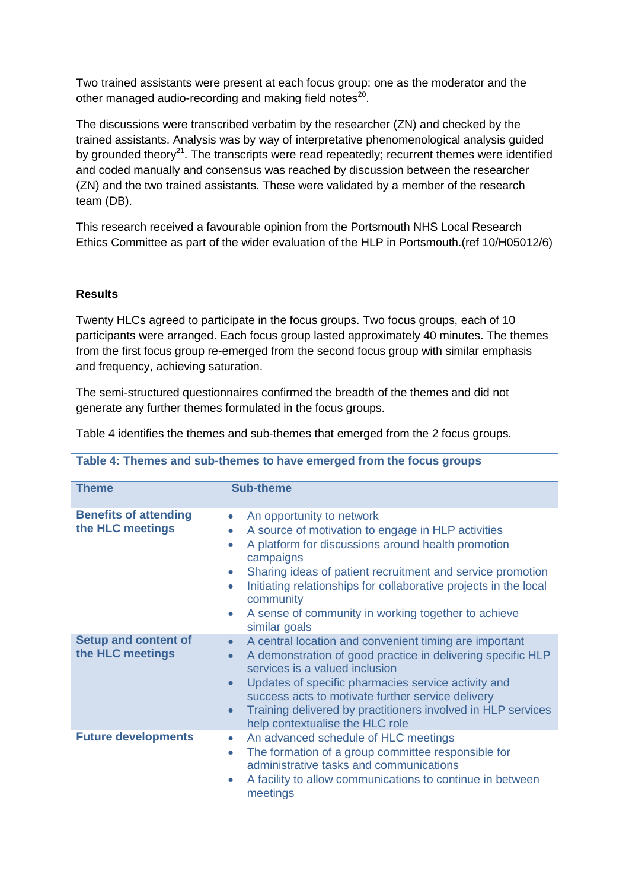Two trained assistants were present at each focus group: one as the moderator and the other managed audio-recording and making field notes[20].

The discussions were transcribed verbatim by the researcher (ZN) and checked by the trained assistants. Analysis was by way of interpretative phenomenological analysis guided by grounded theory[21]. The transcripts were read repeatedly; recurrent themes were identified and coded manually and consensus was reached by discussion between the researcher (ZN) and the two trained assistants. These were validated by a member of the research team (DB).

This research received a favourable opinion from the Portsmouth NHS Local Research Ethics Committee as part of the wider evaluation of the HLP in Portsmouth.(ref 10/H05012/6)

## Results

Twenty HLCs agreed to participate in the focus groups. Two focus groups, each of 10 participants were arranged. Each focus group lasted approximately 40 minutes. The themes from the first focus group re-emerged from the second focus group with similar emphasis and frequency, achieving saturation.

The semi-structured questionnaires confirmed the breadth of the themes and did not generate any further themes formulated in the focus groups.

Table 4 identifies the themes and sub-themes that emerged from the 2 focus groups.

**Table 4: Themes and sub-themes to have emerged from the focus groups**

| Theme | Sub-theme |
|---|---|
| **Benefits of attending the HLC meetings** | • An opportunity to network<br>• A source of motivation to engage in HLP activities<br>• A platform for discussions around health promotion campaigns<br>• Sharing ideas of patient recruitment and service promotion<br>• Initiating relationships for collaborative projects in the local community<br>• A sense of community in working together to achieve similar goals |
| **Setup and content of the HLC meetings** | • A central location and convenient timing are important<br>• A demonstration of good practice in delivering specific HLP services is a valued inclusion<br>• Updates of specific pharmacies service activity and success acts to motivate further service delivery<br>• Training delivered by practitioners involved in HLP services help contextualise the HLC role |
| **Future developments** | • An advanced schedule of HLC meetings<br>• The formation of a group committee responsible for administrative tasks and communications<br>• A facility to allow communications to continue in between meetings |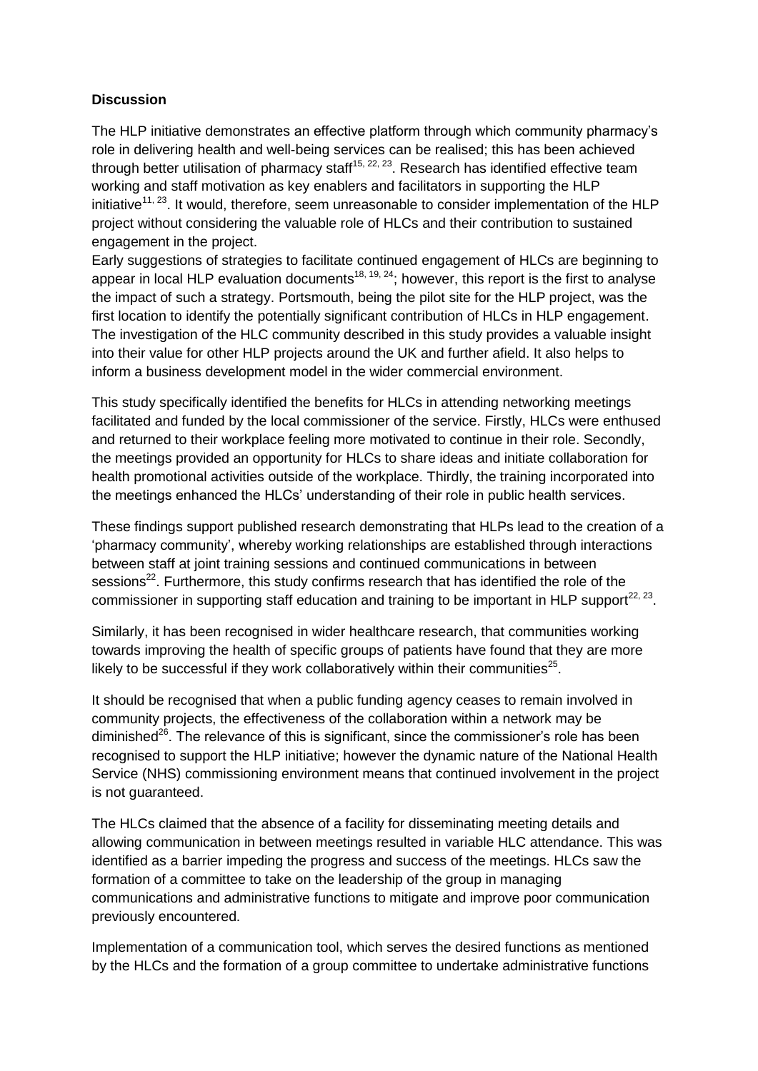**Discussion**

The HLP initiative demonstrates an effective platform through which community pharmacy's role in delivering health and well-being services can be realised; this has been achieved through better utilisation of pharmacy staff[15, 22, 23]. Research has identified effective team working and staff motivation as key enablers and facilitators in supporting the HLP initiative[11, 23]. It would, therefore, seem unreasonable to consider implementation of the HLP project without considering the valuable role of HLCs and their contribution to sustained engagement in the project.

Early suggestions of strategies to facilitate continued engagement of HLCs are beginning to appear in local HLP evaluation documents[18, 19, 24]; however, this report is the first to analyse the impact of such a strategy. Portsmouth, being the pilot site for the HLP project, was the first location to identify the potentially significant contribution of HLCs in HLP engagement. The investigation of the HLC community described in this study provides a valuable insight into their value for other HLP projects around the UK and further afield. It also helps to inform a business development model in the wider commercial environment.

This study specifically identified the benefits for HLCs in attending networking meetings facilitated and funded by the local commissioner of the service. Firstly, HLCs were enthused and returned to their workplace feeling more motivated to continue in their role. Secondly, the meetings provided an opportunity for HLCs to share ideas and initiate collaboration for health promotional activities outside of the workplace. Thirdly, the training incorporated into the meetings enhanced the HLCs' understanding of their role in public health services.

These findings support published research demonstrating that HLPs lead to the creation of a 'pharmacy community', whereby working relationships are established through interactions between staff at joint training sessions and continued communications in between sessions[22]. Furthermore, this study confirms research that has identified the role of the commissioner in supporting staff education and training to be important in HLP support[22, 23].

Similarly, it has been recognised in wider healthcare research, that communities working towards improving the health of specific groups of patients have found that they are more likely to be successful if they work collaboratively within their communities[25].

It should be recognised that when a public funding agency ceases to remain involved in community projects, the effectiveness of the collaboration within a network may be diminished[26]. The relevance of this is significant, since the commissioner's role has been recognised to support the HLP initiative; however the dynamic nature of the National Health Service (NHS) commissioning environment means that continued involvement in the project is not guaranteed.

The HLCs claimed that the absence of a facility for disseminating meeting details and allowing communication in between meetings resulted in variable HLC attendance. This was identified as a barrier impeding the progress and success of the meetings. HLCs saw the formation of a committee to take on the leadership of the group in managing communications and administrative functions to mitigate and improve poor communication previously encountered.

Implementation of a communication tool, which serves the desired functions as mentioned by the HLCs and the formation of a group committee to undertake administrative functions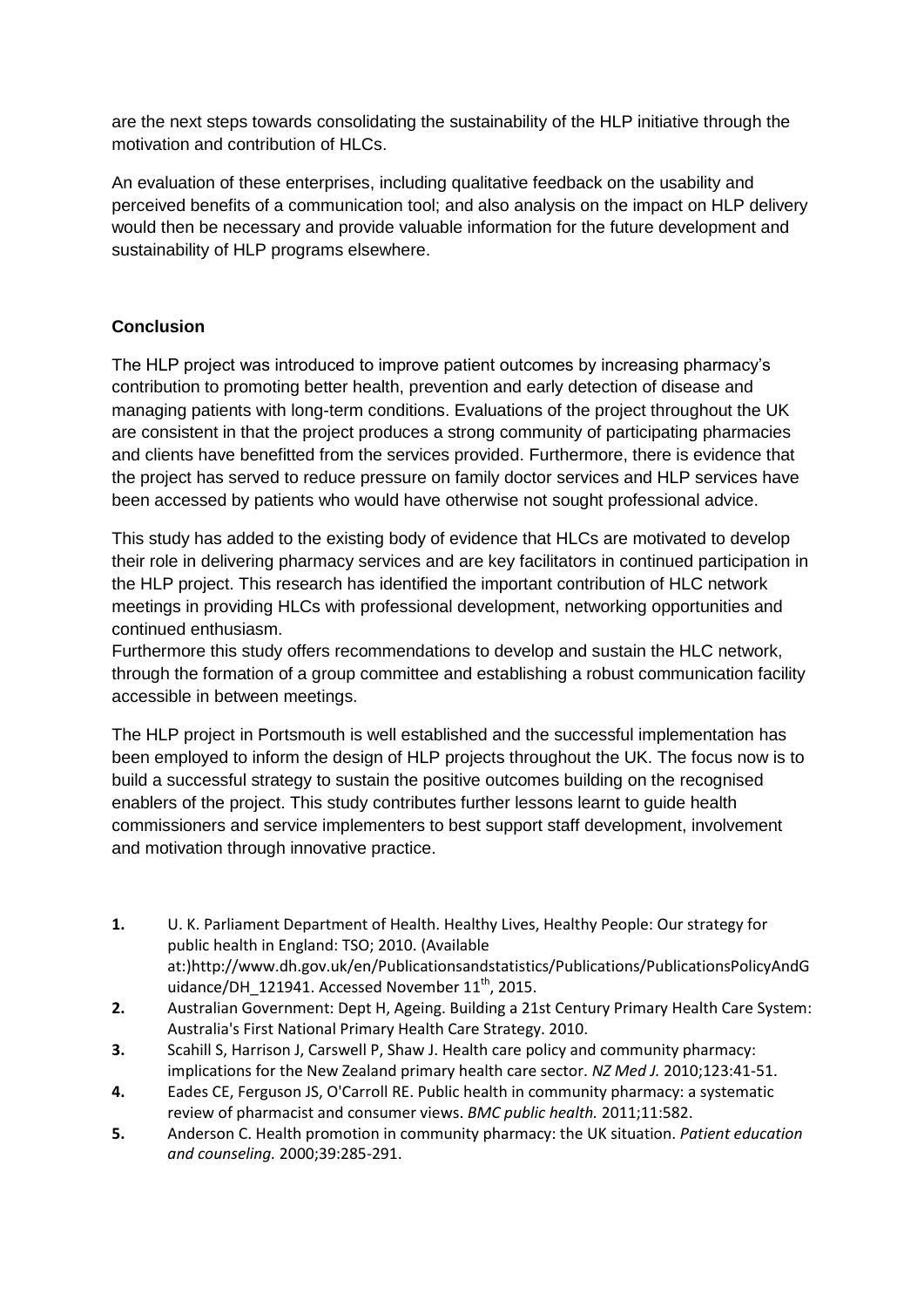are the next steps towards consolidating the sustainability of the HLP initiative through the motivation and contribution of HLCs.

An evaluation of these enterprises, including qualitative feedback on the usability and perceived benefits of a communication tool; and also analysis on the impact on HLP delivery would then be necessary and provide valuable information for the future development and sustainability of HLP programs elsewhere.

## Conclusion

The HLP project was introduced to improve patient outcomes by increasing pharmacy's contribution to promoting better health, prevention and early detection of disease and managing patients with long-term conditions. Evaluations of the project throughout the UK are consistent in that the project produces a strong community of participating pharmacies and clients have benefitted from the services provided. Furthermore, there is evidence that the project has served to reduce pressure on family doctor services and HLP services have been accessed by patients who would have otherwise not sought professional advice.

This study has added to the existing body of evidence that HLCs are motivated to develop their role in delivering pharmacy services and are key facilitators in continued participation in the HLP project. This research has identified the important contribution of HLC network meetings in providing HLCs with professional development, networking opportunities and continued enthusiasm.
Furthermore this study offers recommendations to develop and sustain the HLC network, through the formation of a group committee and establishing a robust communication facility accessible in between meetings.

The HLP project in Portsmouth is well established and the successful implementation has been employed to inform the design of HLP projects throughout the UK. The focus now is to build a successful strategy to sustain the positive outcomes building on the recognised enablers of the project. This study contributes further lessons learnt to guide health commissioners and service implementers to best support staff development, involvement and motivation through innovative practice.

1. U. K. Parliament Department of Health. Healthy Lives, Healthy People: Our strategy for public health in England: TSO; 2010. (Available at:)http://www.dh.gov.uk/en/Publicationsandstatistics/Publications/PublicationsPolicyAndGuidance/DH_121941. Accessed November 11th, 2015.
2. Australian Government: Dept H, Ageing. Building a 21st Century Primary Health Care System: Australia's First National Primary Health Care Strategy. 2010.
3. Scahill S, Harrison J, Carswell P, Shaw J. Health care policy and community pharmacy: implications for the New Zealand primary health care sector. *NZ Med J.* 2010;123:41-51.
4. Eades CE, Ferguson JS, O'Carroll RE. Public health in community pharmacy: a systematic review of pharmacist and consumer views. *BMC public health.* 2011;11:582.
5. Anderson C. Health promotion in community pharmacy: the UK situation. *Patient education and counseling.* 2000;39:285-291.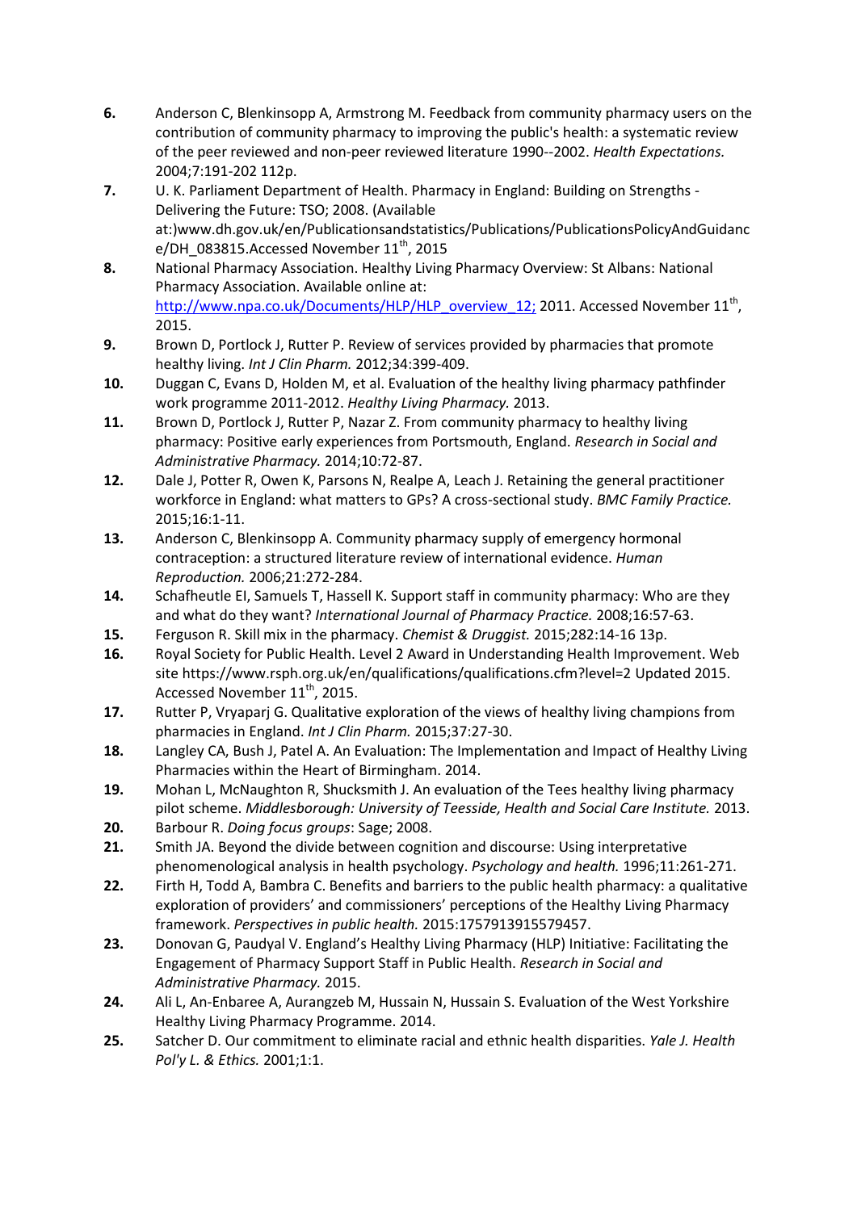6. Anderson C, Blenkinsopp A, Armstrong M. Feedback from community pharmacy users on the contribution of community pharmacy to improving the public's health: a systematic review of the peer reviewed and non-peer reviewed literature 1990--2002. *Health Expectations.* 2004;7:191-202 112p.
7. U. K. Parliament Department of Health. Pharmacy in England: Building on Strengths - Delivering the Future: TSO; 2008. (Available at:)www.dh.gov.uk/en/Publicationsandstatistics/Publications/PublicationsPolicyAndGuidance/DH_083815.Accessed November 11th, 2015
8. National Pharmacy Association. Healthy Living Pharmacy Overview: St Albans: National Pharmacy Association. Available online at: http://www.npa.co.uk/Documents/HLP/HLP_overview_12; 2011. Accessed November 11th, 2015.
9. Brown D, Portlock J, Rutter P. Review of services provided by pharmacies that promote healthy living. *Int J Clin Pharm.* 2012;34:399-409.
10. Duggan C, Evans D, Holden M, et al. Evaluation of the healthy living pharmacy pathfinder work programme 2011-2012. *Healthy Living Pharmacy.* 2013.
11. Brown D, Portlock J, Rutter P, Nazar Z. From community pharmacy to healthy living pharmacy: Positive early experiences from Portsmouth, England. *Research in Social and Administrative Pharmacy.* 2014;10:72-87.
12. Dale J, Potter R, Owen K, Parsons N, Realpe A, Leach J. Retaining the general practitioner workforce in England: what matters to GPs? A cross-sectional study. *BMC Family Practice.* 2015;16:1-11.
13. Anderson C, Blenkinsopp A. Community pharmacy supply of emergency hormonal contraception: a structured literature review of international evidence. *Human Reproduction.* 2006;21:272-284.
14. Schafheutle EI, Samuels T, Hassell K. Support staff in community pharmacy: Who are they and what do they want? *International Journal of Pharmacy Practice.* 2008;16:57-63.
15. Ferguson R. Skill mix in the pharmacy. *Chemist & Druggist.* 2015;282:14-16 13p.
16. Royal Society for Public Health. Level 2 Award in Understanding Health Improvement. Web site https://www.rsph.org.uk/en/qualifications/qualifications.cfm?level=2 Updated 2015. Accessed November 11th, 2015.
17. Rutter P, Vryaparj G. Qualitative exploration of the views of healthy living champions from pharmacies in England. *Int J Clin Pharm.* 2015;37:27-30.
18. Langley CA, Bush J, Patel A. An Evaluation: The Implementation and Impact of Healthy Living Pharmacies within the Heart of Birmingham. 2014.
19. Mohan L, McNaughton R, Shucksmith J. An evaluation of the Tees healthy living pharmacy pilot scheme. *Middlesborough: University of Teesside, Health and Social Care Institute.* 2013.
20. Barbour R. *Doing focus groups*: Sage; 2008.
21. Smith JA. Beyond the divide between cognition and discourse: Using interpretative phenomenological analysis in health psychology. *Psychology and health.* 1996;11:261-271.
22. Firth H, Todd A, Bambra C. Benefits and barriers to the public health pharmacy: a qualitative exploration of providers' and commissioners' perceptions of the Healthy Living Pharmacy framework. *Perspectives in public health.* 2015:1757913915579457.
23. Donovan G, Paudyal V. England's Healthy Living Pharmacy (HLP) Initiative: Facilitating the Engagement of Pharmacy Support Staff in Public Health. *Research in Social and Administrative Pharmacy.* 2015.
24. Ali L, An-Enbaree A, Aurangzeb M, Hussain N, Hussain S. Evaluation of the West Yorkshire Healthy Living Pharmacy Programme. 2014.
25. Satcher D. Our commitment to eliminate racial and ethnic health disparities. *Yale J. Health Pol'y L. & Ethics.* 2001;1:1.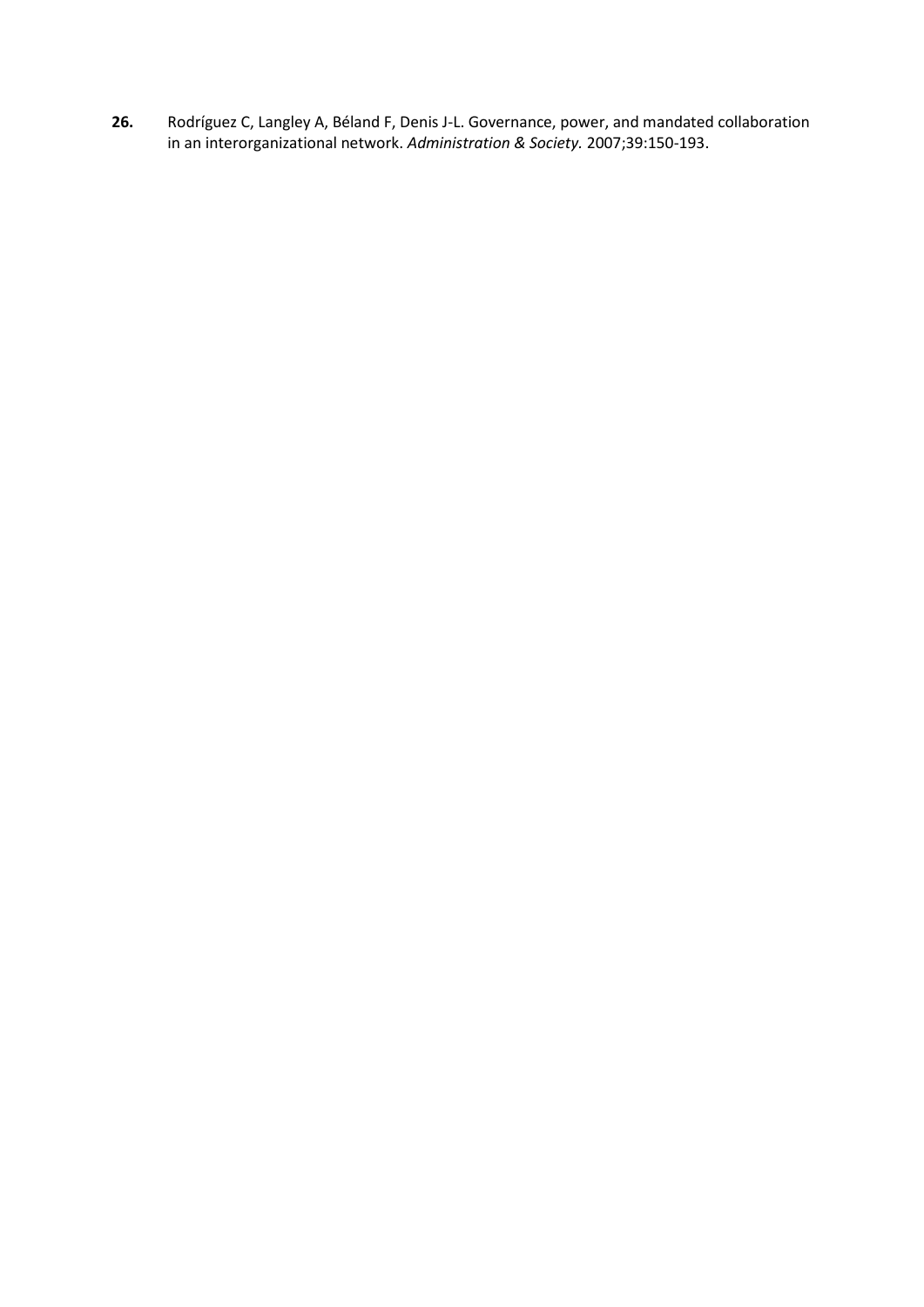**26.** Rodríguez C, Langley A, Béland F, Denis J-L. Governance, power, and mandated collaboration in an interorganizational network. *Administration & Society.* 2007;39:150-193.